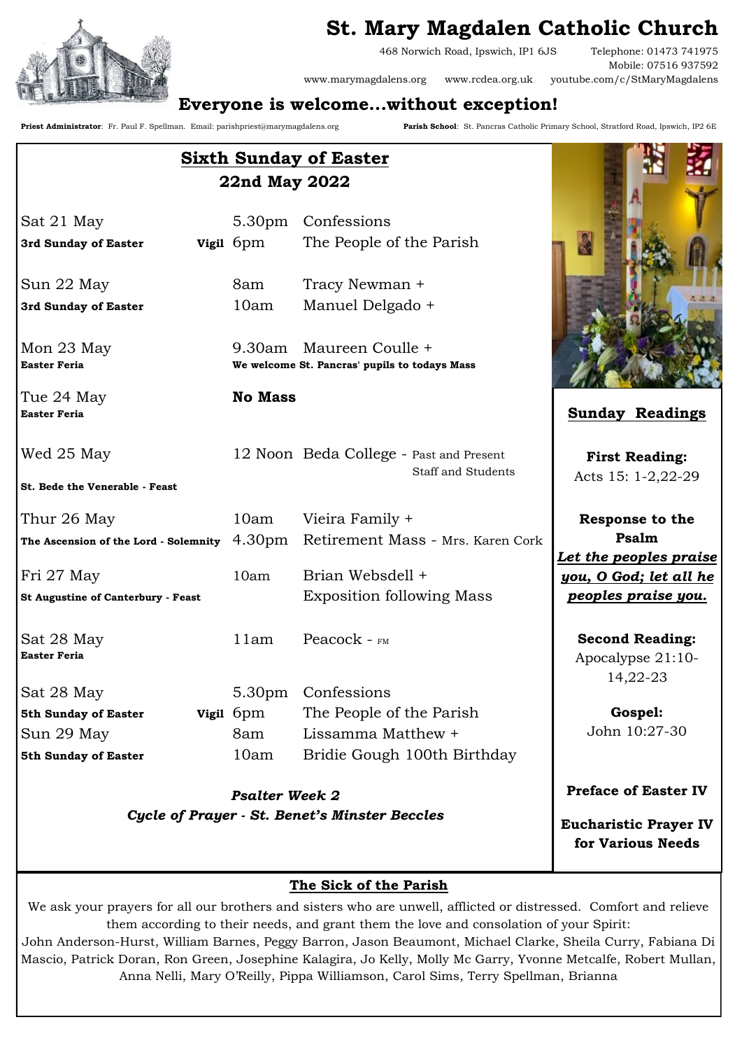# St. Mary Magdalen Catholic Church

468 Norwich Road, Ipswich, IP1 6JS     Telephone: 01473 741975
Mobile: 07516 937592
www.marymagdalens.org     www.rcdea.org.uk     youtube.com/c/StMaryMagdalens

## Everyone is welcome...without exception!

**Priest Administrator**: Fr. Paul F. Spellman. Email: parishpriest@marymagdalens.org     **Parish School**: St. Pancras Catholic Primary School, Stratford Road, Ipswich, IP2 6E

## Sixth Sunday of Easter
### 22nd May 2022

| Day | Time | Intention |
|---|---|---|
| Sat 21 May | 5.30pm | Confessions |
| **3rd Sunday of Easter** **Vigil** | 6pm | The People of the Parish |
| Sun 22 May | 8am | Tracy Newman + |
| **3rd Sunday of Easter** | 10am | Manuel Delgado + |
| Mon 23 May | 9.30am | Maureen Coulle + |
| **Easter Feria** | | **We welcome St. Pancras' pupils to todays Mass** |
| Tue 24 May | **No Mass** | |
| **Easter Feria** | | |
| Wed 25 May | 12 Noon | Beda College - Past and Present Staff and Students |
| **St. Bede the Venerable - Feast** | | |
| Thur 26 May | 10am | Vieira Family + |
| **The Ascension of the Lord - Solemnity** | 4.30pm | Retirement Mass - Mrs. Karen Cork |
| Fri 27 May | 10am | Brian Websdell + |
| **St Augustine of Canterbury - Feast** | | Exposition following Mass |
| Sat 28 May | 11am | Peacock - FM |
| **Easter Feria** | | |
| Sat 28 May | 5.30pm | Confessions |
| **5th Sunday of Easter** **Vigil** | 6pm | The People of the Parish |
| Sun 29 May | 8am | Lissamma Matthew + |
| **5th Sunday of Easter** | 10am | Bridie Gough 100th Birthday |

***Psalter Week 2***
***Cycle of Prayer - St. Benet's Minster Beccles***

### Sunday Readings

**First Reading:**
Acts 15: 1-2,22-29

**Response to the Psalm**
***Let the peoples praise you, O God; let all he peoples praise you.***

**Second Reading:**
Apocalypse 21:10-14,22-23

**Gospel:**
John 10:27-30

**Preface of Easter IV**

**Eucharistic Prayer IV for Various Needs**

### The Sick of the Parish

We ask your prayers for all our brothers and sisters who are unwell, afflicted or distressed. Comfort and relieve them according to their needs, and grant them the love and consolation of your Spirit:
John Anderson-Hurst, William Barnes, Peggy Barron, Jason Beaumont, Michael Clarke, Sheila Curry, Fabiana Di Mascio, Patrick Doran, Ron Green, Josephine Kalagira, Jo Kelly, Molly Mc Garry, Yvonne Metcalfe, Robert Mullan, Anna Nelli, Mary O'Reilly, Pippa Williamson, Carol Sims, Terry Spellman, Brianna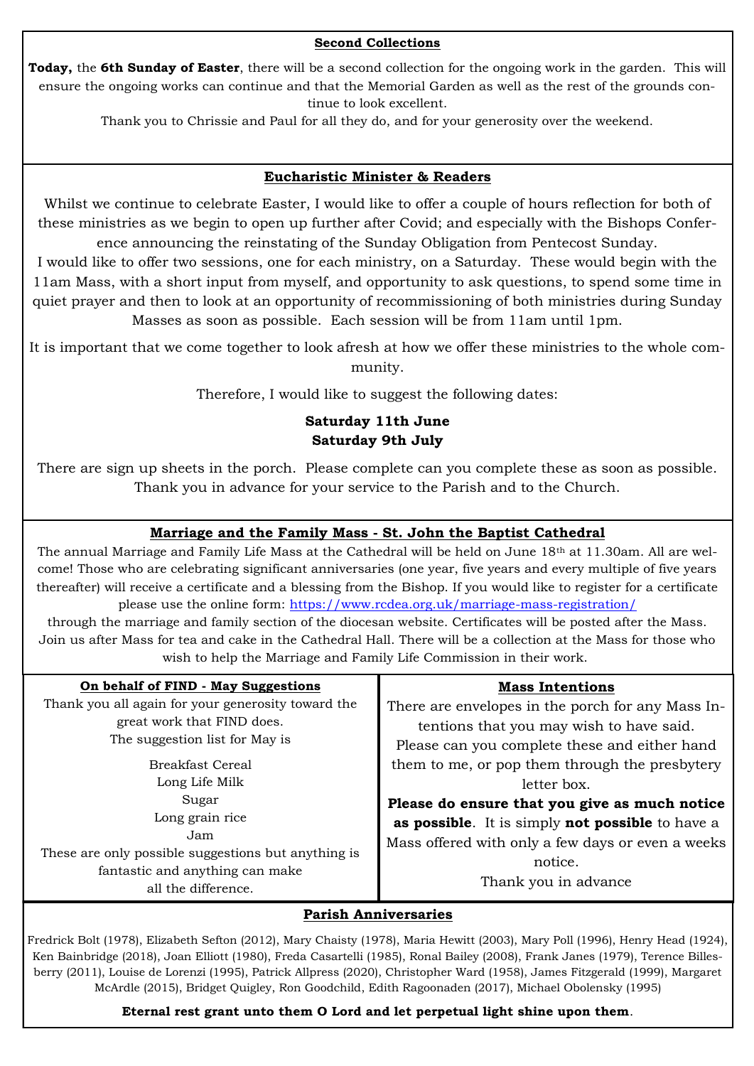## Second Collections

**Today,** the **6th Sunday of Easter**, there will be a second collection for the ongoing work in the garden. This will ensure the ongoing works can continue and that the Memorial Garden as well as the rest of the grounds continue to look excellent.

Thank you to Chrissie and Paul for all they do, and for your generosity over the weekend.

## Eucharistic Minister & Readers

Whilst we continue to celebrate Easter, I would like to offer a couple of hours reflection for both of these ministries as we begin to open up further after Covid; and especially with the Bishops Conference announcing the reinstating of the Sunday Obligation from Pentecost Sunday.

I would like to offer two sessions, one for each ministry, on a Saturday. These would begin with the 11am Mass, with a short input from myself, and opportunity to ask questions, to spend some time in quiet prayer and then to look at an opportunity of recommissioning of both ministries during Sunday Masses as soon as possible. Each session will be from 11am until 1pm.

It is important that we come together to look afresh at how we offer these ministries to the whole community.

Therefore, I would like to suggest the following dates:

**Saturday 11th June**
**Saturday 9th July**

There are sign up sheets in the porch. Please complete can you complete these as soon as possible. Thank you in advance for your service to the Parish and to the Church.

## Marriage and the Family Mass - St. John the Baptist Cathedral

The annual Marriage and Family Life Mass at the Cathedral will be held on June 18th at 11.30am. All are welcome! Those who are celebrating significant anniversaries (one year, five years and every multiple of five years thereafter) will receive a certificate and a blessing from the Bishop. If you would like to register for a certificate please use the online form: https://www.rcdea.org.uk/marriage-mass-registration/ through the marriage and family section of the diocesan website. Certificates will be posted after the Mass. Join us after Mass for tea and cake in the Cathedral Hall. There will be a collection at the Mass for those who wish to help the Marriage and Family Life Commission in their work.

## On behalf of FIND - May Suggestions

Thank you all again for your generosity toward the great work that FIND does.

The suggestion list for May is

Breakfast Cereal
Long Life Milk
Sugar
Long grain rice
Jam

These are only possible suggestions but anything is fantastic and anything can make all the difference.

## Mass Intentions

There are envelopes in the porch for any Mass Intentions that you may wish to have said. Please can you complete these and either hand them to me, or pop them through the presbytery letter box.

**Please do ensure that you give as much notice as possible**. It is simply **not possible** to have a Mass offered with only a few days or even a weeks notice.

Thank you in advance

## Parish Anniversaries

Fredrick Bolt (1978), Elizabeth Sefton (2012), Mary Chaisty (1978), Maria Hewitt (2003), Mary Poll (1996), Henry Head (1924), Ken Bainbridge (2018), Joan Elliott (1980), Freda Casartelli (1985), Ronal Bailey (2008), Frank Janes (1979), Terence Billesberry (2011), Louise de Lorenzi (1995), Patrick Allpress (2020), Christopher Ward (1958), James Fitzgerald (1999), Margaret McArdle (2015), Bridget Quigley, Ron Goodchild, Edith Ragoonaden (2017), Michael Obolensky (1995)

**Eternal rest grant unto them O Lord and let perpetual light shine upon them**.